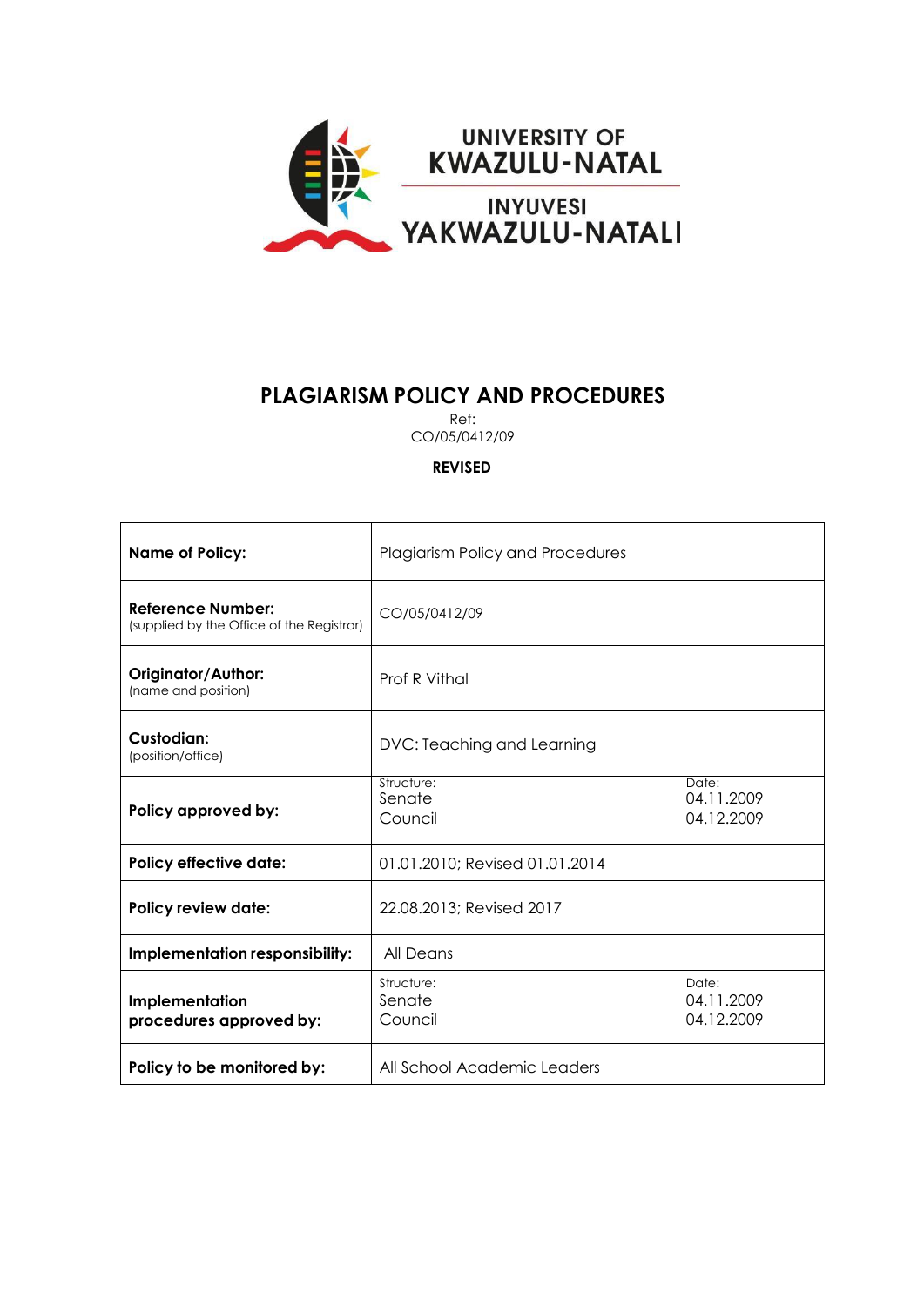UNIVERSITY OF KWAZULU-NATAL

INYUVESI YAKWAZULU-NATALI

# PLAGIARISM POLICY AND PROCEDURES

Ref: CO/05/0412/09

**REVISED**

| | | |
|---|---|---|
| **Name of Policy:** | Plagiarism Policy and Procedures | |
| **Reference Number:** (supplied by the Office of the Registrar) | CO/05/0412/09 | |
| **Originator/Author:** (name and position) | Prof R Vithal | |
| **Custodian:** (position/office) | DVC: Teaching and Learning | |
| **Policy approved by:** | Structure: Senate Council | Date: 04.11.2009 04.12.2009 |
| **Policy effective date:** | 01.01.2010; Revised 01.01.2014 | |
| **Policy review date:** | 22.08.2013; Revised 2017 | |
| **Implementation responsibility:** | All Deans | |
| **Implementation procedures approved by:** | Structure: Senate Council | Date: 04.11.2009 04.12.2009 |
| **Policy to be monitored by:** | All School Academic Leaders | |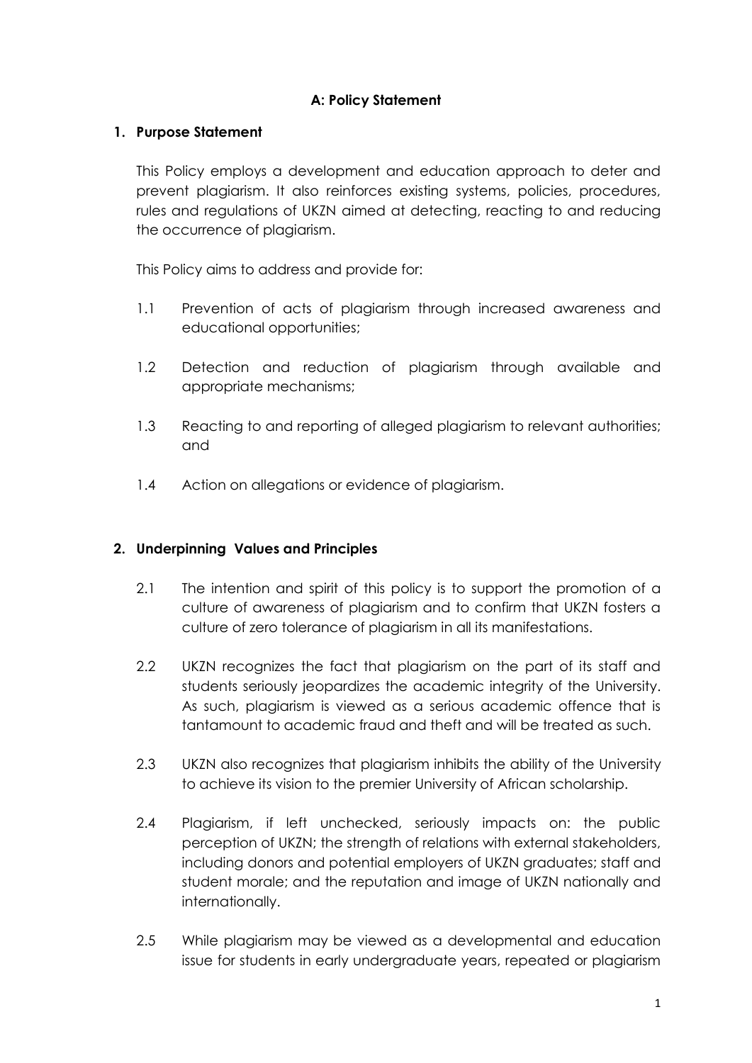## A: Policy Statement

### 1. Purpose Statement

This Policy employs a development and education approach to deter and prevent plagiarism. It also reinforces existing systems, policies, procedures, rules and regulations of UKZN aimed at detecting, reacting to and reducing the occurrence of plagiarism.

This Policy aims to address and provide for:

1.1 Prevention of acts of plagiarism through increased awareness and educational opportunities;

1.2 Detection and reduction of plagiarism through available and appropriate mechanisms;

1.3 Reacting to and reporting of alleged plagiarism to relevant authorities; and

1.4 Action on allegations or evidence of plagiarism.

### 2. Underpinning Values and Principles

2.1 The intention and spirit of this policy is to support the promotion of a culture of awareness of plagiarism and to confirm that UKZN fosters a culture of zero tolerance of plagiarism in all its manifestations.

2.2 UKZN recognizes the fact that plagiarism on the part of its staff and students seriously jeopardizes the academic integrity of the University. As such, plagiarism is viewed as a serious academic offence that is tantamount to academic fraud and theft and will be treated as such.

2.3 UKZN also recognizes that plagiarism inhibits the ability of the University to achieve its vision to the premier University of African scholarship.

2.4 Plagiarism, if left unchecked, seriously impacts on: the public perception of UKZN; the strength of relations with external stakeholders, including donors and potential employers of UKZN graduates; staff and student morale; and the reputation and image of UKZN nationally and internationally.

2.5 While plagiarism may be viewed as a developmental and education issue for students in early undergraduate years, repeated or plagiarism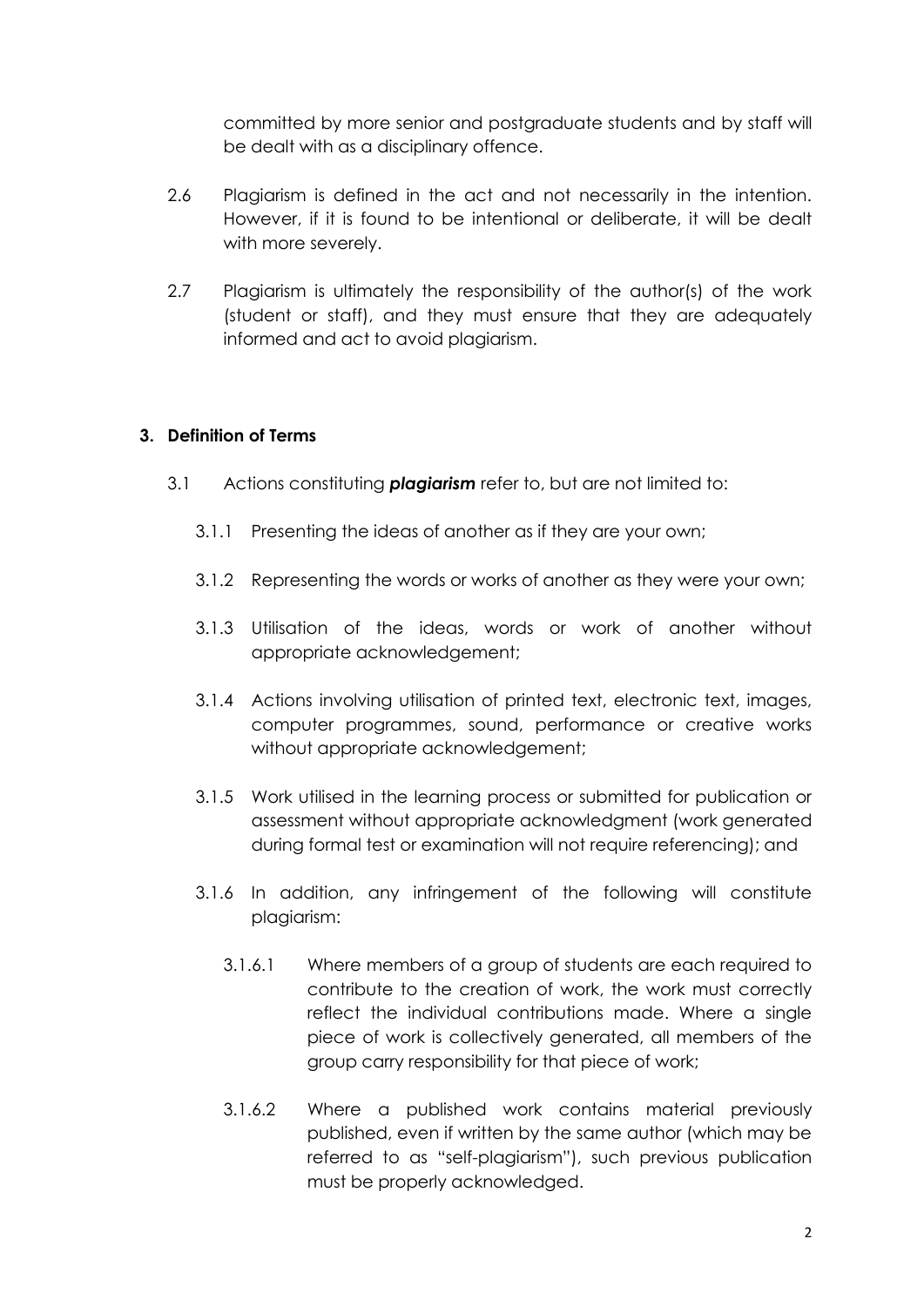committed by more senior and postgraduate students and by staff will be dealt with as a disciplinary offence.

2.6 Plagiarism is defined in the act and not necessarily in the intention. However, if it is found to be intentional or deliberate, it will be dealt with more severely.

2.7 Plagiarism is ultimately the responsibility of the author(s) of the work (student or staff), and they must ensure that they are adequately informed and act to avoid plagiarism.

## 3. Definition of Terms

3.1 Actions constituting ***plagiarism*** refer to, but are not limited to:

3.1.1 Presenting the ideas of another as if they are your own;

3.1.2 Representing the words or works of another as they were your own;

3.1.3 Utilisation of the ideas, words or work of another without appropriate acknowledgement;

3.1.4 Actions involving utilisation of printed text, electronic text, images, computer programmes, sound, performance or creative works without appropriate acknowledgement;

3.1.5 Work utilised in the learning process or submitted for publication or assessment without appropriate acknowledgment (work generated during formal test or examination will not require referencing); and

3.1.6 In addition, any infringement of the following will constitute plagiarism:

3.1.6.1 Where members of a group of students are each required to contribute to the creation of work, the work must correctly reflect the individual contributions made. Where a single piece of work is collectively generated, all members of the group carry responsibility for that piece of work;

3.1.6.2 Where a published work contains material previously published, even if written by the same author (which may be referred to as "self-plagiarism"), such previous publication must be properly acknowledged.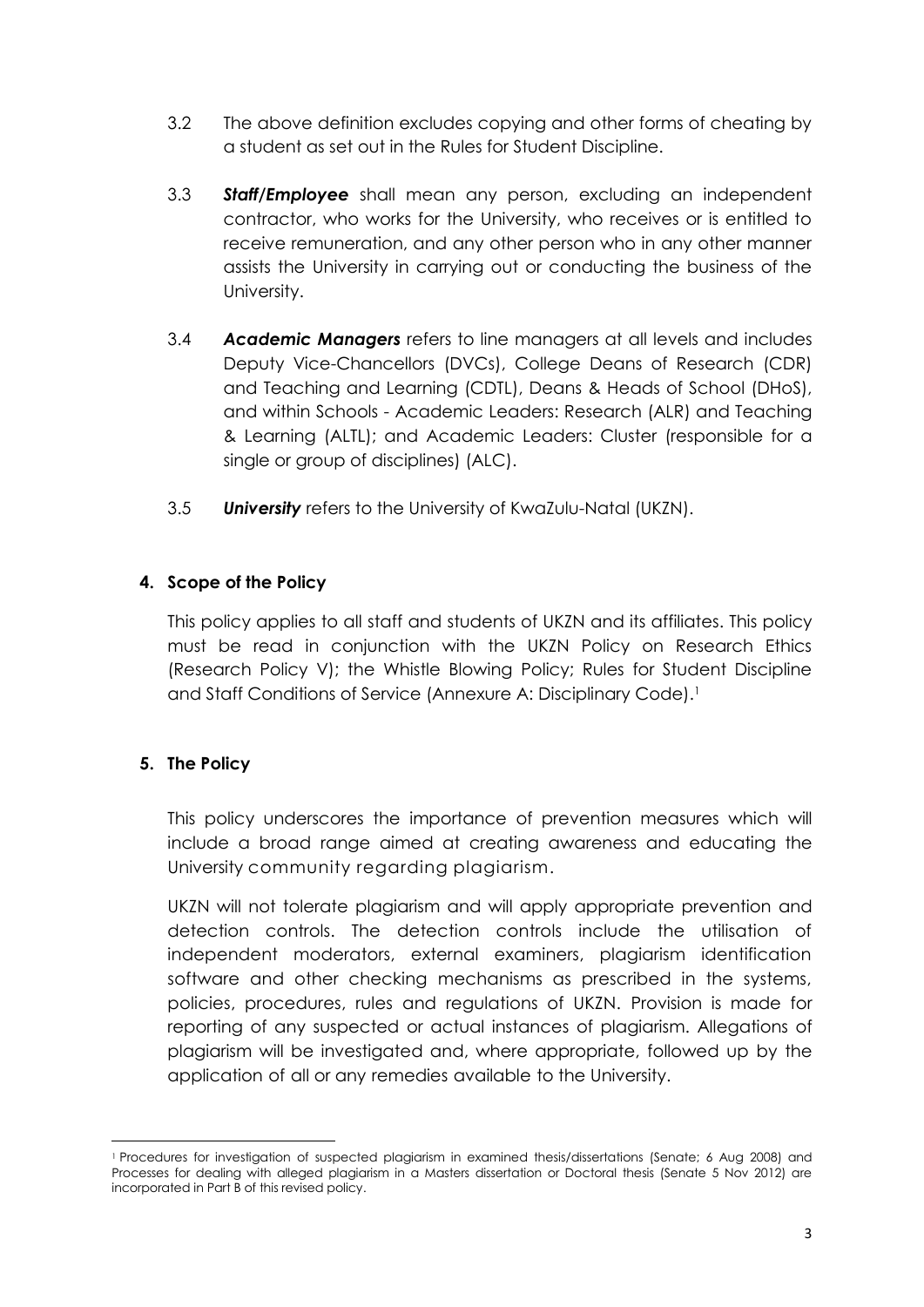3.2 The above definition excludes copying and other forms of cheating by a student as set out in the Rules for Student Discipline.

3.3 ***Staff/Employee*** shall mean any person, excluding an independent contractor, who works for the University, who receives or is entitled to receive remuneration, and any other person who in any other manner assists the University in carrying out or conducting the business of the University.

3.4 ***Academic Managers*** refers to line managers at all levels and includes Deputy Vice-Chancellors (DVCs), College Deans of Research (CDR) and Teaching and Learning (CDTL), Deans & Heads of School (DHoS), and within Schools - Academic Leaders: Research (ALR) and Teaching & Learning (ALTL); and Academic Leaders: Cluster (responsible for a single or group of disciplines) (ALC).

3.5 ***University*** refers to the University of KwaZulu-Natal (UKZN).

## 4. Scope of the Policy

This policy applies to all staff and students of UKZN and its affiliates. This policy must be read in conjunction with the UKZN Policy on Research Ethics (Research Policy V); the Whistle Blowing Policy; Rules for Student Discipline and Staff Conditions of Service (Annexure A: Disciplinary Code).[1]

## 5. The Policy

This policy underscores the importance of prevention measures which will include a broad range aimed at creating awareness and educating the University community regarding plagiarism.

UKZN will not tolerate plagiarism and will apply appropriate prevention and detection controls. The detection controls include the utilisation of independent moderators, external examiners, plagiarism identification software and other checking mechanisms as prescribed in the systems, policies, procedures, rules and regulations of UKZN. Provision is made for reporting of any suspected or actual instances of plagiarism. Allegations of plagiarism will be investigated and, where appropriate, followed up by the application of all or any remedies available to the University.

---

[1] Procedures for investigation of suspected plagiarism in examined thesis/dissertations (Senate; 6 Aug 2008) and Processes for dealing with alleged plagiarism in a Masters dissertation or Doctoral thesis (Senate 5 Nov 2012) are incorporated in Part B of this revised policy.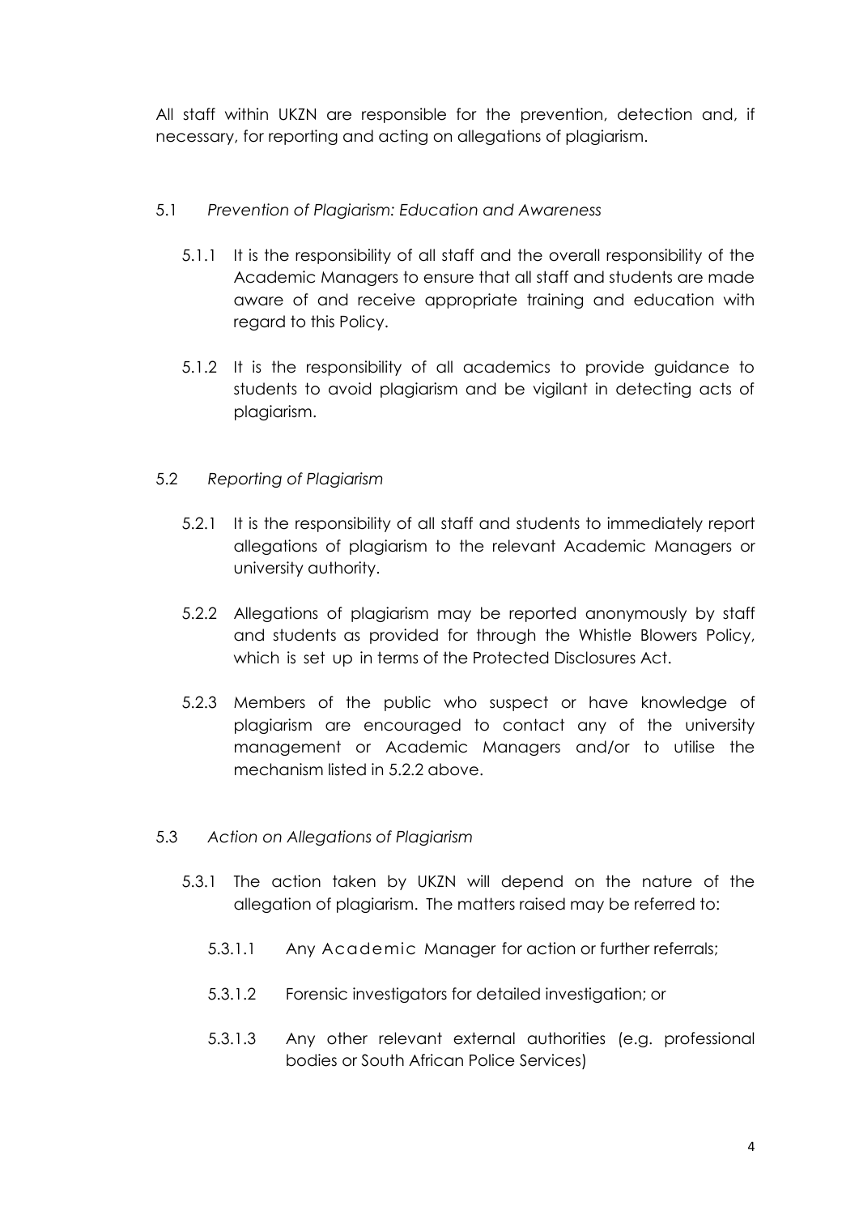All staff within UKZN are responsible for the prevention, detection and, if necessary, for reporting and acting on allegations of plagiarism.

5.1 *Prevention of Plagiarism: Education and Awareness*

5.1.1 It is the responsibility of all staff and the overall responsibility of the Academic Managers to ensure that all staff and students are made aware of and receive appropriate training and education with regard to this Policy.

5.1.2 It is the responsibility of all academics to provide guidance to students to avoid plagiarism and be vigilant in detecting acts of plagiarism.

5.2 *Reporting of Plagiarism*

5.2.1 It is the responsibility of all staff and students to immediately report allegations of plagiarism to the relevant Academic Managers or university authority.

5.2.2 Allegations of plagiarism may be reported anonymously by staff and students as provided for through the Whistle Blowers Policy, which is set up in terms of the Protected Disclosures Act.

5.2.3 Members of the public who suspect or have knowledge of plagiarism are encouraged to contact any of the university management or Academic Managers and/or to utilise the mechanism listed in 5.2.2 above.

5.3 *Action on Allegations of Plagiarism*

5.3.1 The action taken by UKZN will depend on the nature of the allegation of plagiarism. The matters raised may be referred to:

5.3.1.1 Any Academic Manager for action or further referrals;

5.3.1.2 Forensic investigators for detailed investigation; or

5.3.1.3 Any other relevant external authorities (e.g. professional bodies or South African Police Services)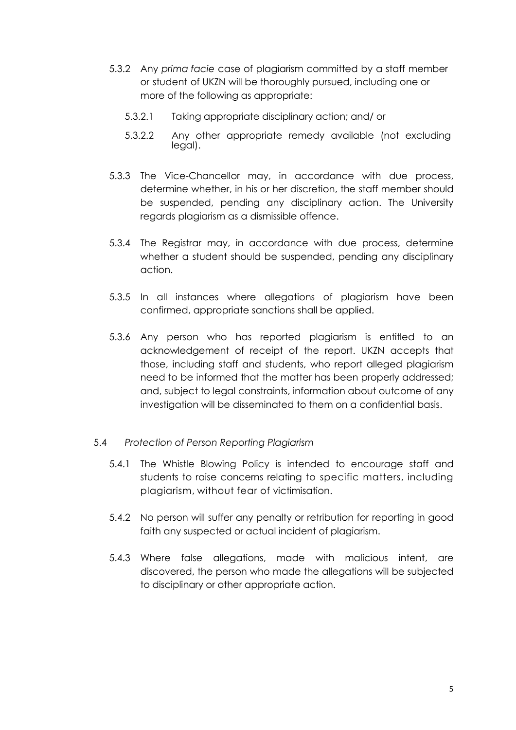5.3.2 Any *prima facie* case of plagiarism committed by a staff member or student of UKZN will be thoroughly pursued, including one or more of the following as appropriate:

5.3.2.1 Taking appropriate disciplinary action; and/ or

5.3.2.2 Any other appropriate remedy available (not excluding legal).

5.3.3 The Vice-Chancellor may, in accordance with due process, determine whether, in his or her discretion, the staff member should be suspended, pending any disciplinary action. The University regards plagiarism as a dismissible offence.

5.3.4 The Registrar may, in accordance with due process, determine whether a student should be suspended, pending any disciplinary action.

5.3.5 In all instances where allegations of plagiarism have been confirmed, appropriate sanctions shall be applied.

5.3.6 Any person who has reported plagiarism is entitled to an acknowledgement of receipt of the report. UKZN accepts that those, including staff and students, who report alleged plagiarism need to be informed that the matter has been properly addressed; and, subject to legal constraints, information about outcome of any investigation will be disseminated to them on a confidential basis.

5.4 *Protection of Person Reporting Plagiarism*

5.4.1 The Whistle Blowing Policy is intended to encourage staff and students to raise concerns relating to specific matters, including plagiarism, without fear of victimisation.

5.4.2 No person will suffer any penalty or retribution for reporting in good faith any suspected or actual incident of plagiarism.

5.4.3 Where false allegations, made with malicious intent, are discovered, the person who made the allegations will be subjected to disciplinary or other appropriate action.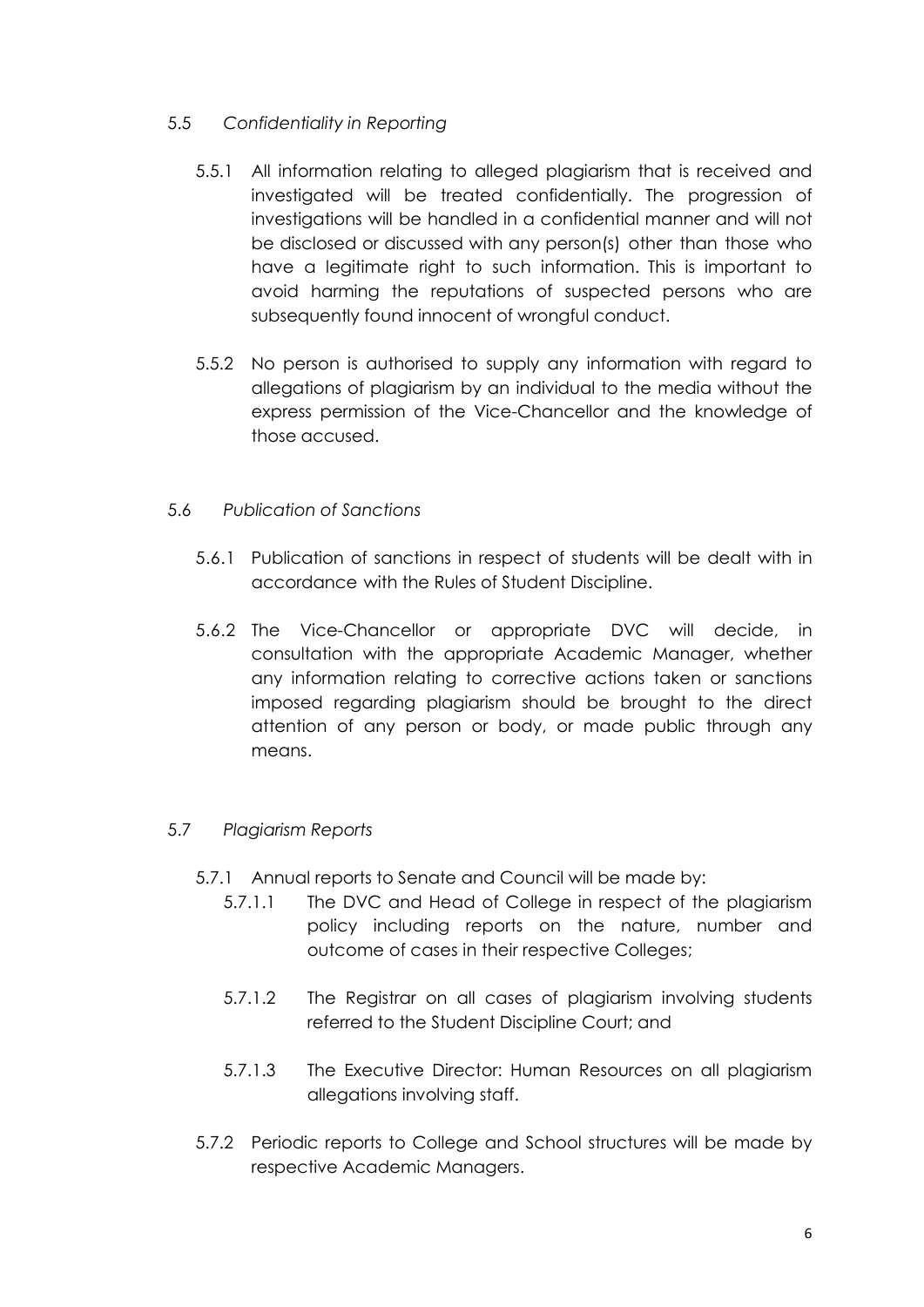### 5.5 *Confidentiality in Reporting*

5.5.1 All information relating to alleged plagiarism that is received and investigated will be treated confidentially. The progression of investigations will be handled in a confidential manner and will not be disclosed or discussed with any person(s) other than those who have a legitimate right to such information. This is important to avoid harming the reputations of suspected persons who are subsequently found innocent of wrongful conduct.

5.5.2 No person is authorised to supply any information with regard to allegations of plagiarism by an individual to the media without the express permission of the Vice-Chancellor and the knowledge of those accused.

### 5.6 *Publication of Sanctions*

5.6.1 Publication of sanctions in respect of students will be dealt with in accordance with the Rules of Student Discipline.

5.6.2 The Vice-Chancellor or appropriate DVC will decide, in consultation with the appropriate Academic Manager, whether any information relating to corrective actions taken or sanctions imposed regarding plagiarism should be brought to the direct attention of any person or body, or made public through any means.

### 5.7 *Plagiarism Reports*

5.7.1 Annual reports to Senate and Council will be made by:

5.7.1.1 The DVC and Head of College in respect of the plagiarism policy including reports on the nature, number and outcome of cases in their respective Colleges;

5.7.1.2 The Registrar on all cases of plagiarism involving students referred to the Student Discipline Court; and

5.7.1.3 The Executive Director: Human Resources on all plagiarism allegations involving staff.

5.7.2 Periodic reports to College and School structures will be made by respective Academic Managers.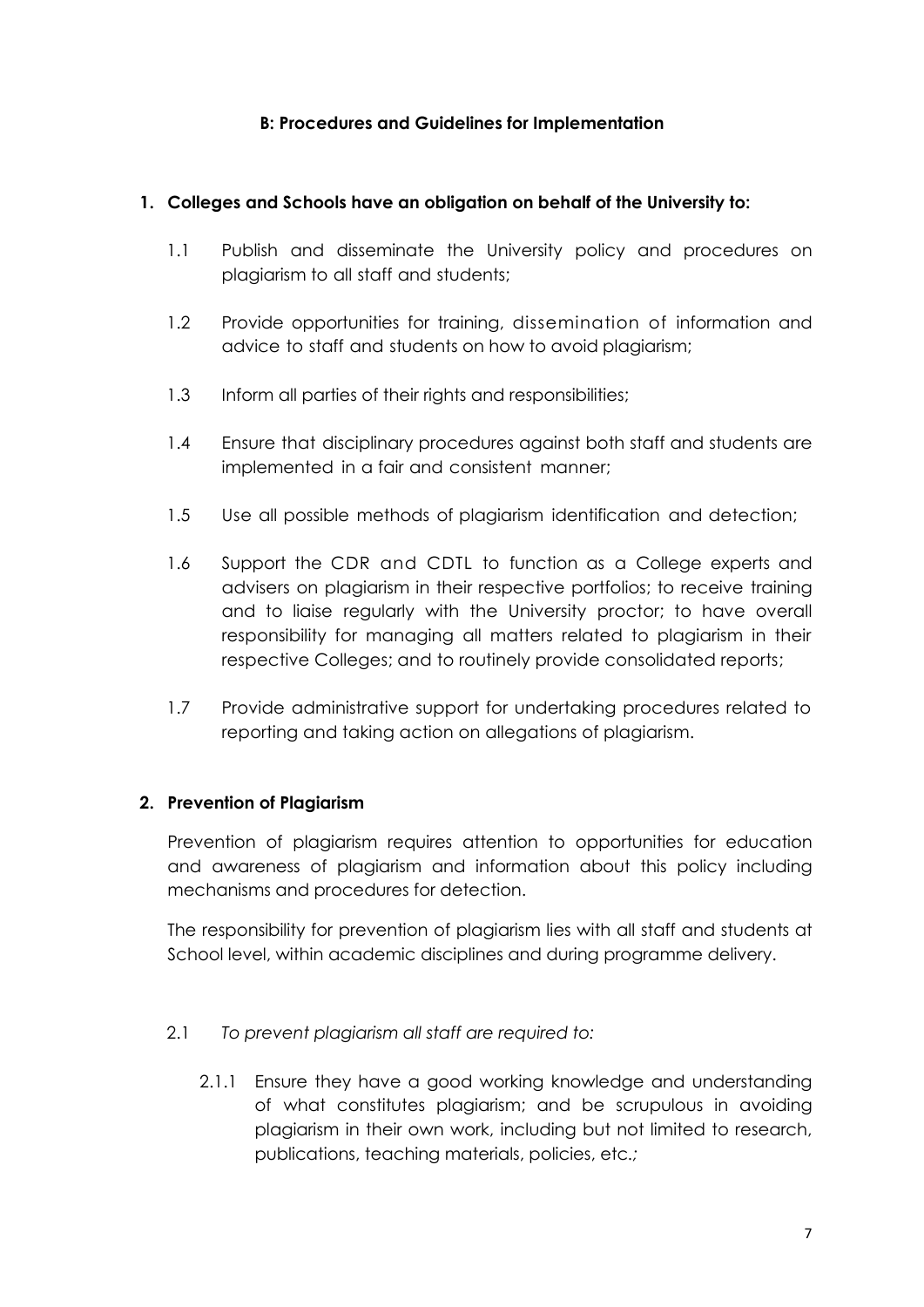### B: Procedures and Guidelines for Implementation

**1. Colleges and Schools have an obligation on behalf of the University to:**

1.1 Publish and disseminate the University policy and procedures on plagiarism to all staff and students;

1.2 Provide opportunities for training, dissemination of information and advice to staff and students on how to avoid plagiarism;

1.3 Inform all parties of their rights and responsibilities;

1.4 Ensure that disciplinary procedures against both staff and students are implemented in a fair and consistent manner;

1.5 Use all possible methods of plagiarism identification and detection;

1.6 Support the CDR and CDTL to function as a College experts and advisers on plagiarism in their respective portfolios; to receive training and to liaise regularly with the University proctor; to have overall responsibility for managing all matters related to plagiarism in their respective Colleges; and to routinely provide consolidated reports;

1.7 Provide administrative support for undertaking procedures related to reporting and taking action on allegations of plagiarism.

**2. Prevention of Plagiarism**

Prevention of plagiarism requires attention to opportunities for education and awareness of plagiarism and information about this policy including mechanisms and procedures for detection.

The responsibility for prevention of plagiarism lies with all staff and students at School level, within academic disciplines and during programme delivery.

2.1 *To prevent plagiarism all staff are required to:*

2.1.1 Ensure they have a good working knowledge and understanding of what constitutes plagiarism; and be scrupulous in avoiding plagiarism in their own work, including but not limited to research, publications, teaching materials, policies, etc.*;*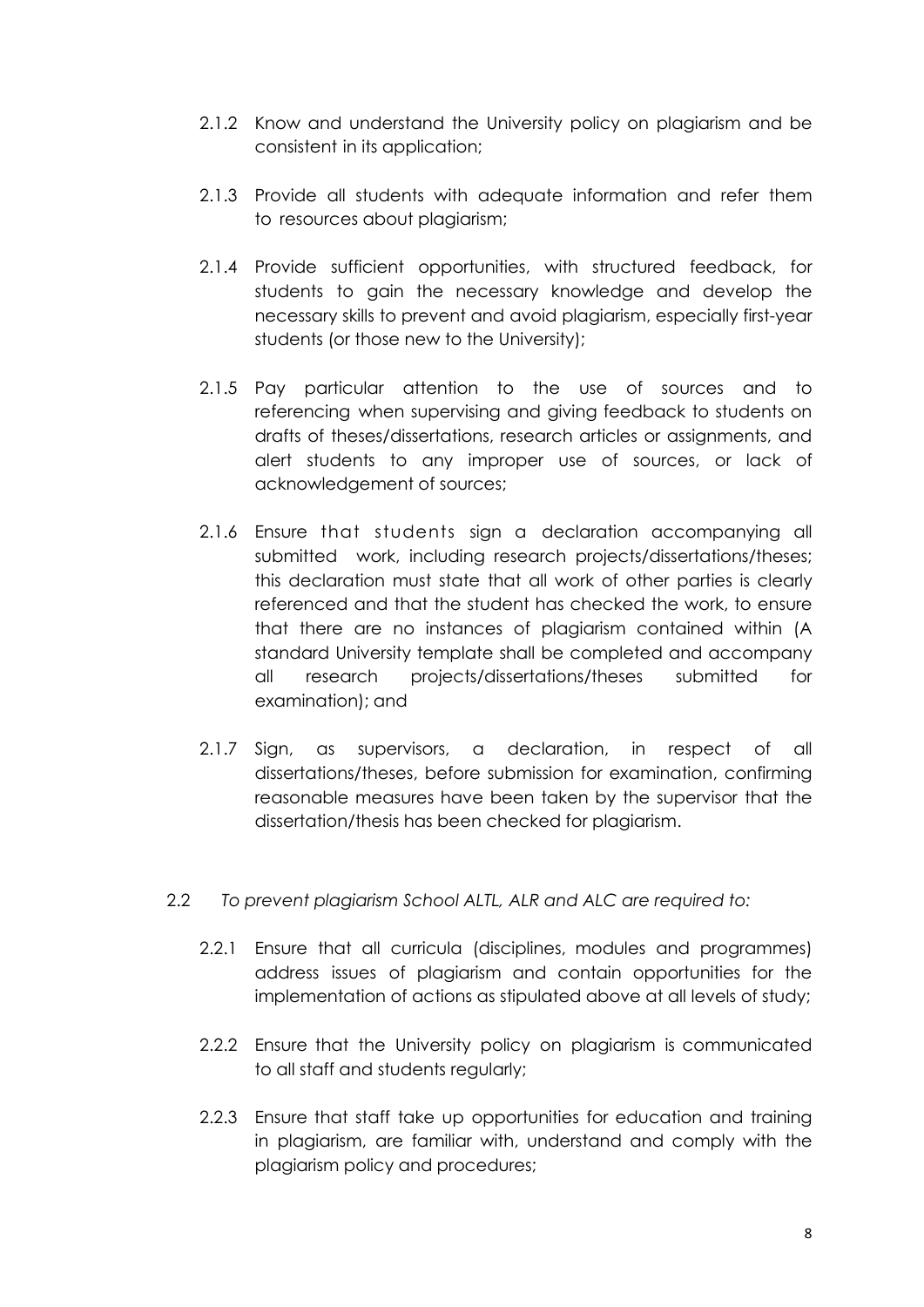2.1.2 Know and understand the University policy on plagiarism and be consistent in its application;

2.1.3 Provide all students with adequate information and refer them to resources about plagiarism;

2.1.4 Provide sufficient opportunities, with structured feedback, for students to gain the necessary knowledge and develop the necessary skills to prevent and avoid plagiarism, especially first-year students (or those new to the University);

2.1.5 Pay particular attention to the use of sources and to referencing when supervising and giving feedback to students on drafts of theses/dissertations, research articles or assignments, and alert students to any improper use of sources, or lack of acknowledgement of sources;

2.1.6 Ensure that students sign a declaration accompanying all submitted work, including research projects/dissertations/theses; this declaration must state that all work of other parties is clearly referenced and that the student has checked the work, to ensure that there are no instances of plagiarism contained within (A standard University template shall be completed and accompany all research projects/dissertations/theses submitted for examination); and

2.1.7 Sign, as supervisors, a declaration, in respect of all dissertations/theses, before submission for examination, confirming reasonable measures have been taken by the supervisor that the dissertation/thesis has been checked for plagiarism.

2.2 *To prevent plagiarism School ALTL, ALR and ALC are required to:*

2.2.1 Ensure that all curricula (disciplines, modules and programmes) address issues of plagiarism and contain opportunities for the implementation of actions as stipulated above at all levels of study;

2.2.2 Ensure that the University policy on plagiarism is communicated to all staff and students regularly;

2.2.3 Ensure that staff take up opportunities for education and training in plagiarism, are familiar with, understand and comply with the plagiarism policy and procedures;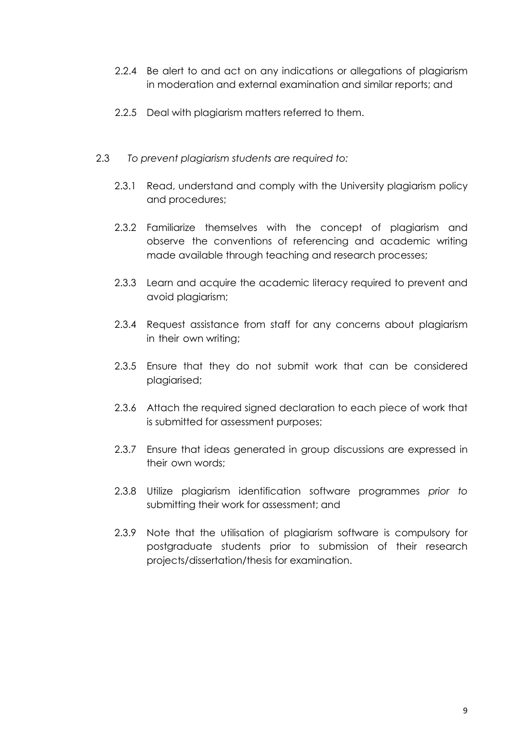2.2.4 Be alert to and act on any indications or allegations of plagiarism in moderation and external examination and similar reports; and

2.2.5 Deal with plagiarism matters referred to them.

2.3 *To prevent plagiarism students are required to:*

2.3.1 Read, understand and comply with the University plagiarism policy and procedures;

2.3.2 Familiarize themselves with the concept of plagiarism and observe the conventions of referencing and academic writing made available through teaching and research processes;

2.3.3 Learn and acquire the academic literacy required to prevent and avoid plagiarism;

2.3.4 Request assistance from staff for any concerns about plagiarism in their own writing;

2.3.5 Ensure that they do not submit work that can be considered plagiarised;

2.3.6 Attach the required signed declaration to each piece of work that is submitted for assessment purposes;

2.3.7 Ensure that ideas generated in group discussions are expressed in their own words;

2.3.8 Utilize plagiarism identification software programmes *prior to* submitting their work for assessment; and

2.3.9 Note that the utilisation of plagiarism software is compulsory for postgraduate students prior to submission of their research projects/dissertation/thesis for examination.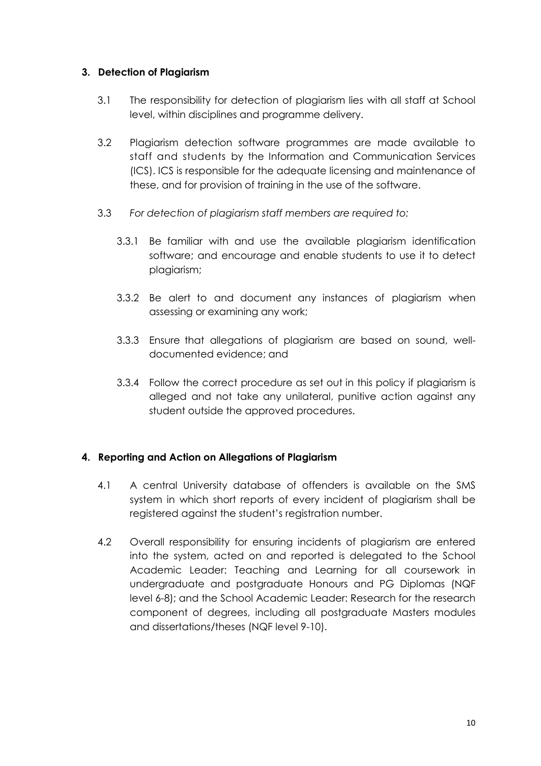## 3. Detection of Plagiarism

3.1 The responsibility for detection of plagiarism lies with all staff at School level, within disciplines and programme delivery.

3.2 Plagiarism detection software programmes are made available to staff and students by the Information and Communication Services (ICS). ICS is responsible for the adequate licensing and maintenance of these, and for provision of training in the use of the software.

3.3 *For detection of plagiarism staff members are required to:*

3.3.1 Be familiar with and use the available plagiarism identification software; and encourage and enable students to use it to detect plagiarism;

3.3.2 Be alert to and document any instances of plagiarism when assessing or examining any work;

3.3.3 Ensure that allegations of plagiarism are based on sound, well-documented evidence; and

3.3.4 Follow the correct procedure as set out in this policy if plagiarism is alleged and not take any unilateral, punitive action against any student outside the approved procedures.

## 4. Reporting and Action on Allegations of Plagiarism

4.1 A central University database of offenders is available on the SMS system in which short reports of every incident of plagiarism shall be registered against the student's registration number.

4.2 Overall responsibility for ensuring incidents of plagiarism are entered into the system, acted on and reported is delegated to the School Academic Leader: Teaching and Learning for all coursework in undergraduate and postgraduate Honours and PG Diplomas (NQF level 6-8); and the School Academic Leader: Research for the research component of degrees, including all postgraduate Masters modules and dissertations/theses (NQF level 9-10).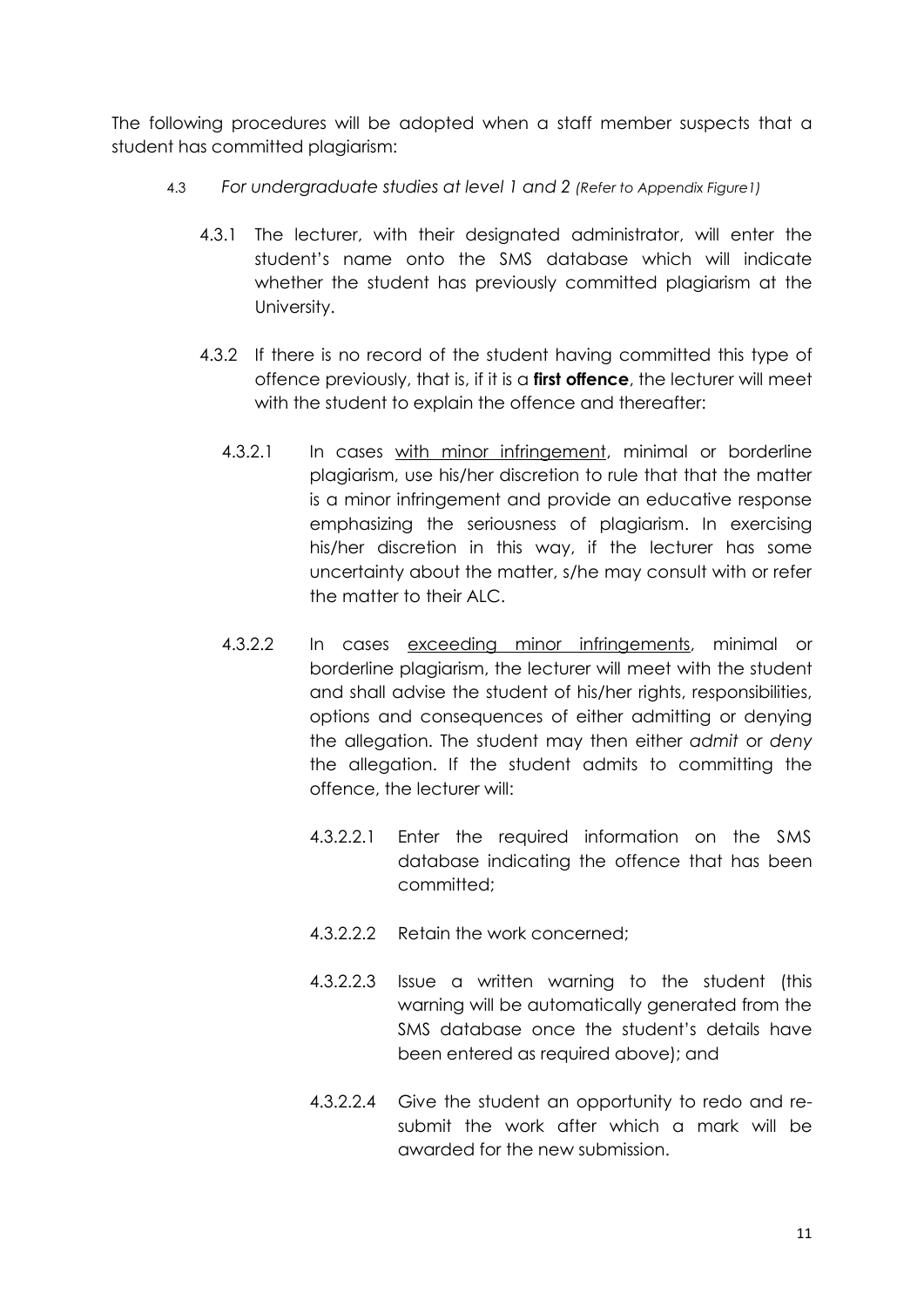The following procedures will be adopted when a staff member suspects that a student has committed plagiarism:

4.3 *For undergraduate studies at level 1 and 2 (Refer to Appendix Figure1)*

4.3.1 The lecturer, with their designated administrator, will enter the student's name onto the SMS database which will indicate whether the student has previously committed plagiarism at the University.

4.3.2 If there is no record of the student having committed this type of offence previously, that is, if it is a **first offence**, the lecturer will meet with the student to explain the offence and thereafter:

4.3.2.1 In cases <u>with minor infringement</u>, minimal or borderline plagiarism, use his/her discretion to rule that that the matter is a minor infringement and provide an educative response emphasizing the seriousness of plagiarism. In exercising his/her discretion in this way, if the lecturer has some uncertainty about the matter, s/he may consult with or refer the matter to their ALC.

4.3.2.2 In cases <u>exceeding minor infringements</u>, minimal or borderline plagiarism, the lecturer will meet with the student and shall advise the student of his/her rights, responsibilities, options and consequences of either admitting or denying the allegation. The student may then either *admit* or *deny* the allegation. If the student admits to committing the offence, the lecturer will:

4.3.2.2.1 Enter the required information on the SMS database indicating the offence that has been committed;

4.3.2.2.2 Retain the work concerned;

4.3.2.2.3 Issue a written warning to the student (this warning will be automatically generated from the SMS database once the student's details have been entered as required above); and

4.3.2.2.4 Give the student an opportunity to redo and re-submit the work after which a mark will be awarded for the new submission.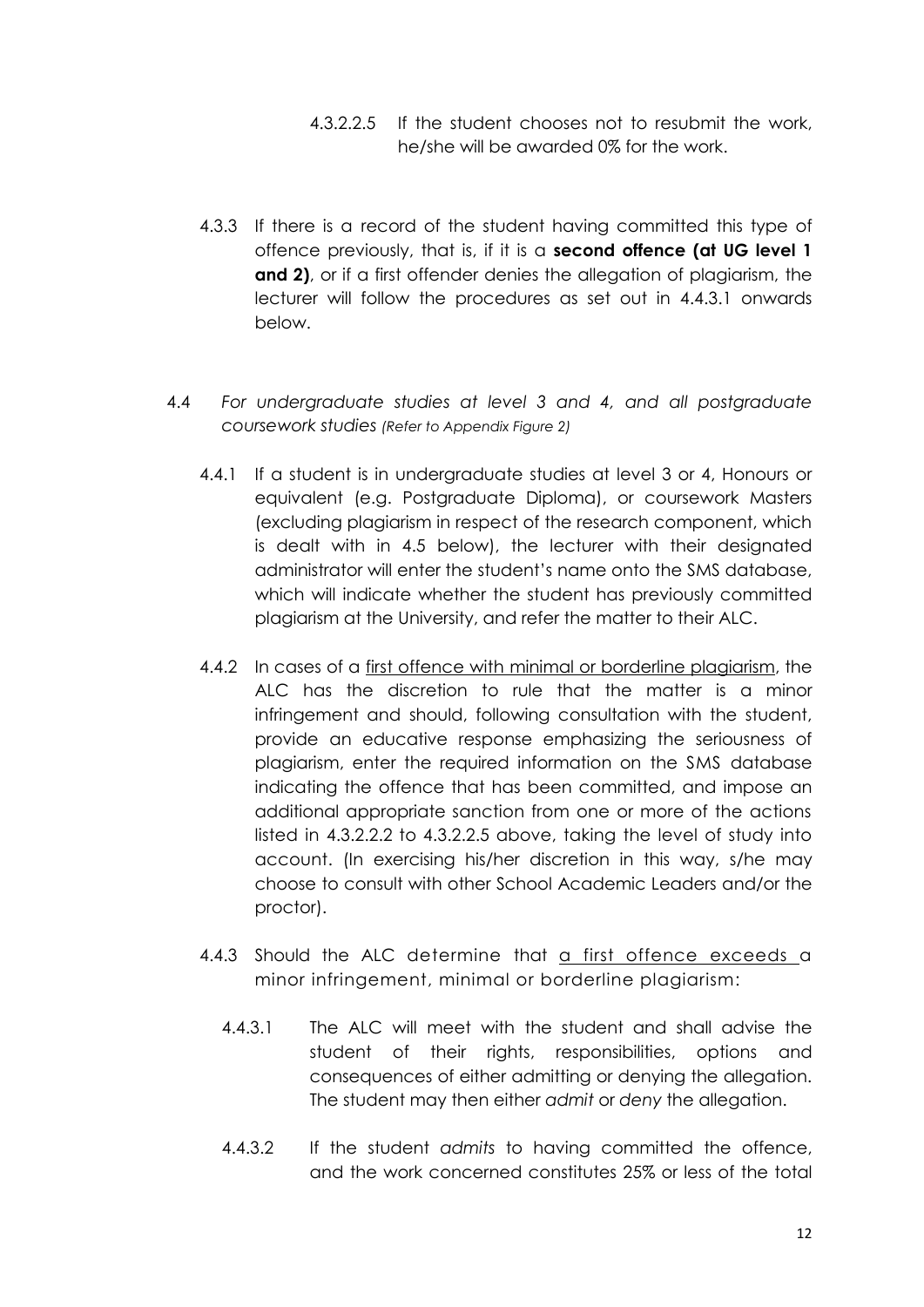4.3.2.2.5 If the student chooses not to resubmit the work, he/she will be awarded 0% for the work.

4.3.3 If there is a record of the student having committed this type of offence previously, that is, if it is a **second offence (at UG level 1 and 2)**, or if a first offender denies the allegation of plagiarism, the lecturer will follow the procedures as set out in 4.4.3.1 onwards below.

4.4 *For undergraduate studies at level 3 and 4, and all postgraduate coursework studies (Refer to Appendix Figure 2)*

4.4.1 If a student is in undergraduate studies at level 3 or 4, Honours or equivalent (e.g. Postgraduate Diploma), or coursework Masters (excluding plagiarism in respect of the research component, which is dealt with in 4.5 below), the lecturer with their designated administrator will enter the student's name onto the SMS database, which will indicate whether the student has previously committed plagiarism at the University, and refer the matter to their ALC.

4.4.2 In cases of a <u>first offence with minimal or borderline plagiarism</u>, the ALC has the discretion to rule that the matter is a minor infringement and should, following consultation with the student, provide an educative response emphasizing the seriousness of plagiarism, enter the required information on the SMS database indicating the offence that has been committed, and impose an additional appropriate sanction from one or more of the actions listed in 4.3.2.2.2 to 4.3.2.2.5 above, taking the level of study into account. (In exercising his/her discretion in this way, s/he may choose to consult with other School Academic Leaders and/or the proctor).

4.4.3 Should the ALC determine that <u>a first offence exceeds</u> a minor infringement, minimal or borderline plagiarism:

4.4.3.1 The ALC will meet with the student and shall advise the student of their rights, responsibilities, options and consequences of either admitting or denying the allegation. The student may then either *admit* or *deny* the allegation.

4.4.3.2 If the student *admits* to having committed the offence, and the work concerned constitutes 25% or less of the total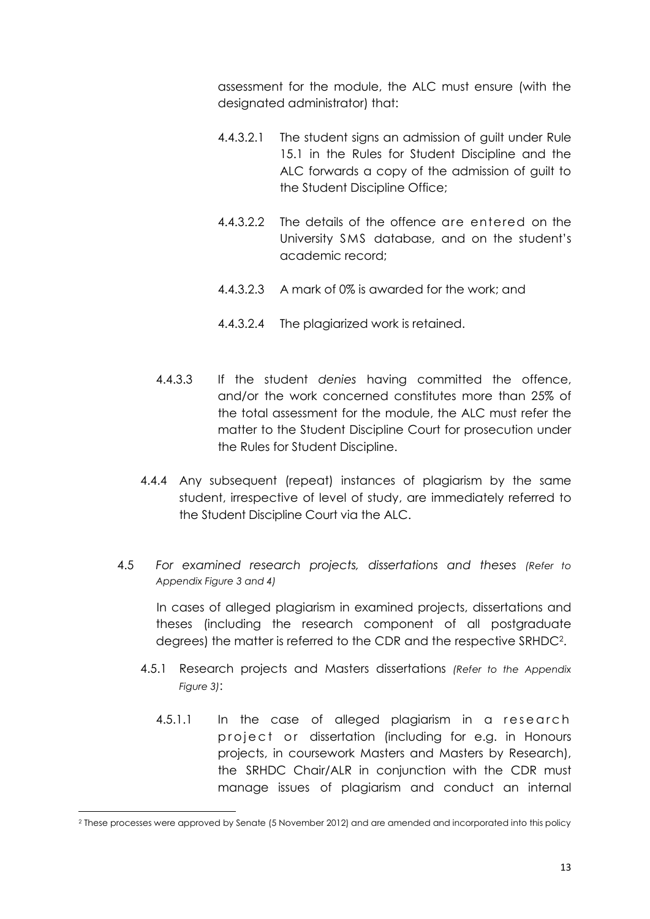assessment for the module, the ALC must ensure (with the designated administrator) that:

4.4.3.2.1 The student signs an admission of guilt under Rule 15.1 in the Rules for Student Discipline and the ALC forwards a copy of the admission of guilt to the Student Discipline Office;

4.4.3.2.2 The details of the offence are entered on the University SMS database, and on the student's academic record;

4.4.3.2.3 A mark of 0% is awarded for the work; and

4.4.3.2.4 The plagiarized work is retained.

4.4.3.3 If the student *denies* having committed the offence, and/or the work concerned constitutes more than 25% of the total assessment for the module, the ALC must refer the matter to the Student Discipline Court for prosecution under the Rules for Student Discipline.

4.4.4 Any subsequent (repeat) instances of plagiarism by the same student, irrespective of level of study, are immediately referred to the Student Discipline Court via the ALC.

4.5 *For examined research projects, dissertations and theses (Refer to Appendix Figure 3 and 4)*

In cases of alleged plagiarism in examined projects, dissertations and theses (including the research component of all postgraduate degrees) the matter is referred to the CDR and the respective SRHDC[2].

4.5.1 Research projects and Masters dissertations *(Refer to the Appendix Figure 3)*:

4.5.1.1 In the case of alleged plagiarism in a research project or dissertation (including for e.g. in Honours projects, in coursework Masters and Masters by Research), the SRHDC Chair/ALR in conjunction with the CDR must manage issues of plagiarism and conduct an internal

[2] These processes were approved by Senate (5 November 2012) and are amended and incorporated into this policy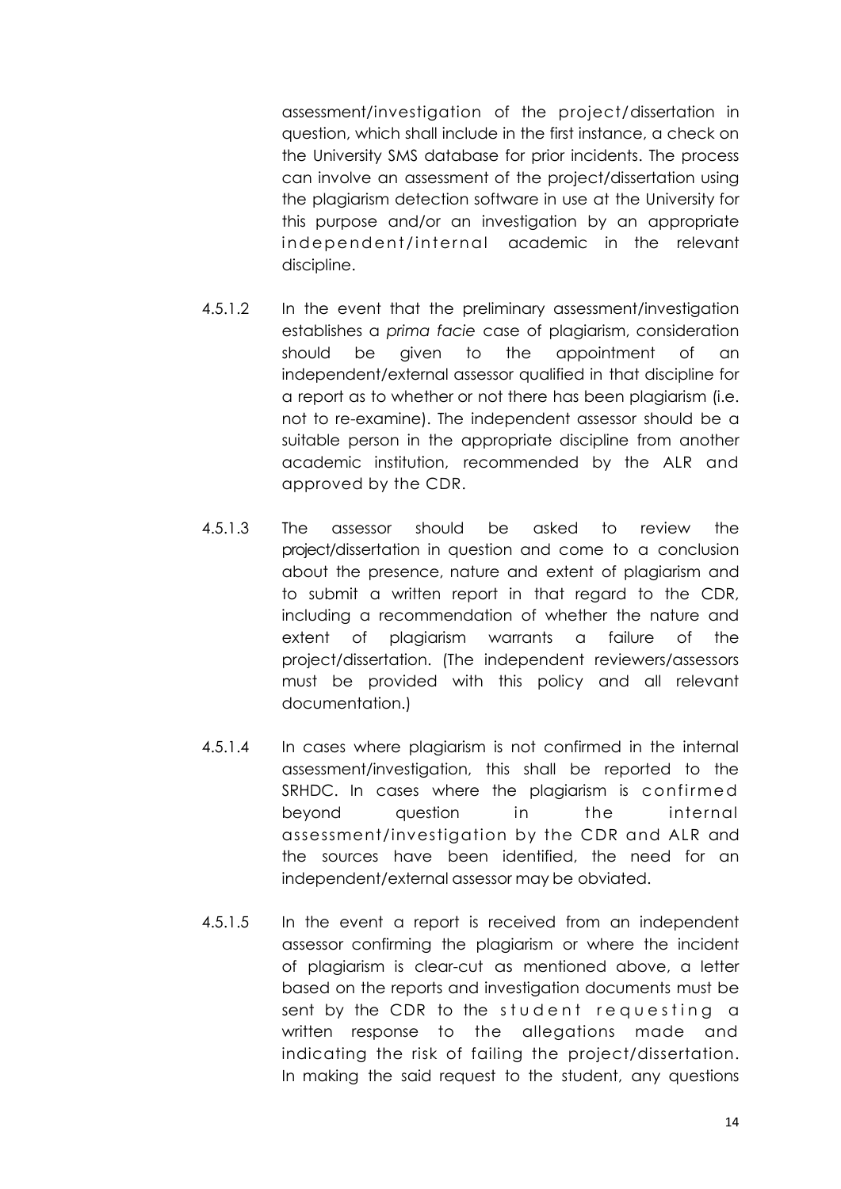assessment/investigation of the project/dissertation in question, which shall include in the first instance, a check on the University SMS database for prior incidents. The process can involve an assessment of the project/dissertation using the plagiarism detection software in use at the University for this purpose and/or an investigation by an appropriate independent/internal academic in the relevant discipline.

4.5.1.2 In the event that the preliminary assessment/investigation establishes a *prima facie* case of plagiarism, consideration should be given to the appointment of an independent/external assessor qualified in that discipline for a report as to whether or not there has been plagiarism (i.e. not to re-examine). The independent assessor should be a suitable person in the appropriate discipline from another academic institution, recommended by the ALR and approved by the CDR.

4.5.1.3 The assessor should be asked to review the project/dissertation in question and come to a conclusion about the presence, nature and extent of plagiarism and to submit a written report in that regard to the CDR, including a recommendation of whether the nature and extent of plagiarism warrants a failure of the project/dissertation. (The independent reviewers/assessors must be provided with this policy and all relevant documentation.)

4.5.1.4 In cases where plagiarism is not confirmed in the internal assessment/investigation, this shall be reported to the SRHDC. In cases where the plagiarism is confirmed beyond question in the internal assessment/investigation by the CDR and ALR and the sources have been identified, the need for an independent/external assessor may be obviated.

4.5.1.5 In the event a report is received from an independent assessor confirming the plagiarism or where the incident of plagiarism is clear-cut as mentioned above, a letter based on the reports and investigation documents must be sent by the CDR to the student requesting a written response to the allegations made and indicating the risk of failing the project/dissertation. In making the said request to the student, any questions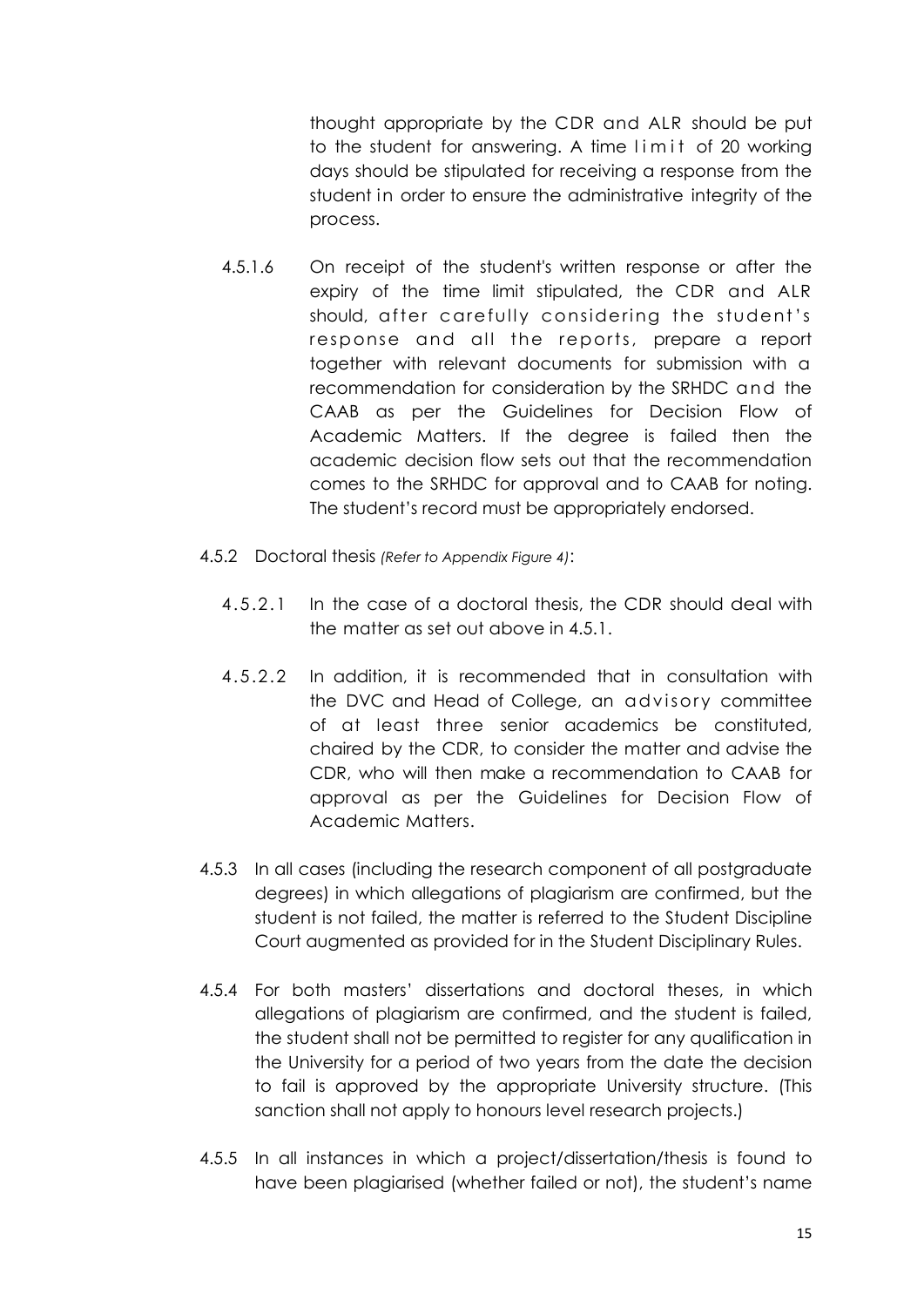thought appropriate by the CDR and ALR should be put to the student for answering. A time limit of 20 working days should be stipulated for receiving a response from the student in order to ensure the administrative integrity of the process.

4.5.1.6 On receipt of the student's written response or after the expiry of the time limit stipulated, the CDR and ALR should, after carefully considering the student's response and all the reports, prepare a report together with relevant documents for submission with a recommendation for consideration by the SRHDC and the CAAB as per the Guidelines for Decision Flow of Academic Matters. If the degree is failed then the academic decision flow sets out that the recommendation comes to the SRHDC for approval and to CAAB for noting. The student's record must be appropriately endorsed.

4.5.2 Doctoral thesis *(Refer to Appendix Figure 4)*:

4.5.2.1 In the case of a doctoral thesis, the CDR should deal with the matter as set out above in 4.5.1.

4.5.2.2 In addition, it is recommended that in consultation with the DVC and Head of College, an advisory committee of at least three senior academics be constituted, chaired by the CDR, to consider the matter and advise the CDR, who will then make a recommendation to CAAB for approval as per the Guidelines for Decision Flow of Academic Matters.

4.5.3 In all cases (including the research component of all postgraduate degrees) in which allegations of plagiarism are confirmed, but the student is not failed, the matter is referred to the Student Discipline Court augmented as provided for in the Student Disciplinary Rules.

4.5.4 For both masters' dissertations and doctoral theses, in which allegations of plagiarism are confirmed, and the student is failed, the student shall not be permitted to register for any qualification in the University for a period of two years from the date the decision to fail is approved by the appropriate University structure. (This sanction shall not apply to honours level research projects.)

4.5.5 In all instances in which a project/dissertation/thesis is found to have been plagiarised (whether failed or not), the student's name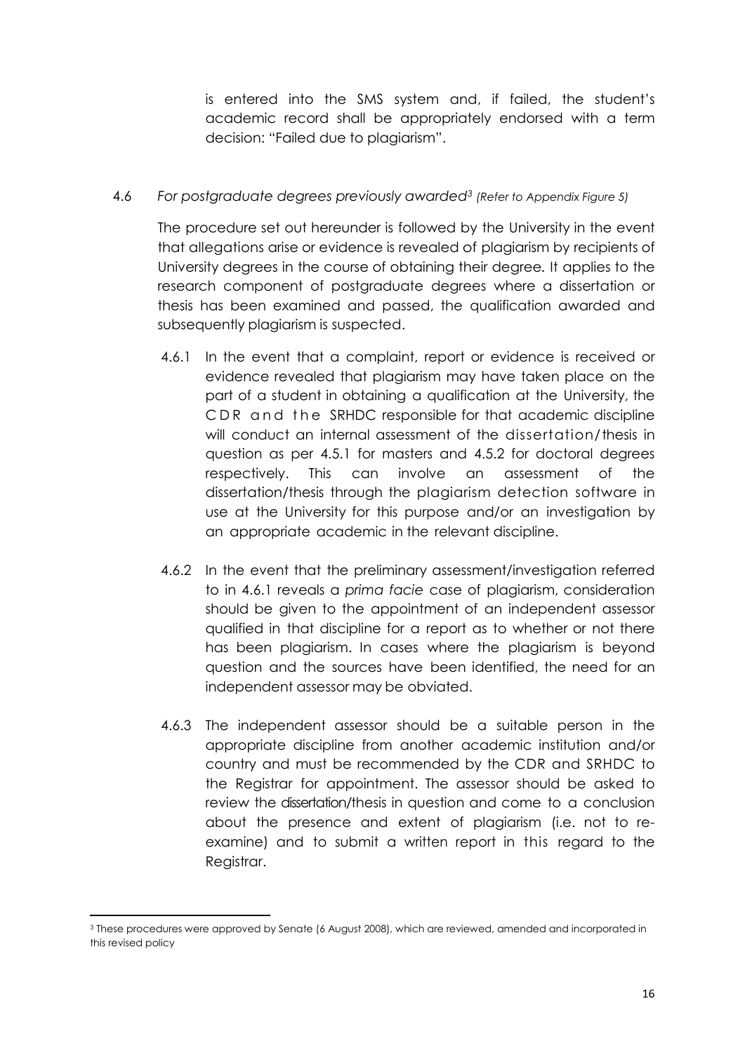is entered into the SMS system and, if failed, the student's academic record shall be appropriately endorsed with a term decision: "Failed due to plagiarism".

4.6 *For postgraduate degrees previously awarded*[3] *(Refer to Appendix Figure 5)*

The procedure set out hereunder is followed by the University in the event that allegations arise or evidence is revealed of plagiarism by recipients of University degrees in the course of obtaining their degree. It applies to the research component of postgraduate degrees where a dissertation or thesis has been examined and passed, the qualification awarded and subsequently plagiarism is suspected.

4.6.1 In the event that a complaint, report or evidence is received or evidence revealed that plagiarism may have taken place on the part of a student in obtaining a qualification at the University, the CDR and the SRHDC responsible for that academic discipline will conduct an internal assessment of the dissertation/thesis in question as per 4.5.1 for masters and 4.5.2 for doctoral degrees respectively. This can involve an assessment of the dissertation/thesis through the plagiarism detection software in use at the University for this purpose and/or an investigation by an appropriate academic in the relevant discipline.

4.6.2 In the event that the preliminary assessment/investigation referred to in 4.6.1 reveals a *prima facie* case of plagiarism, consideration should be given to the appointment of an independent assessor qualified in that discipline for a report as to whether or not there has been plagiarism. In cases where the plagiarism is beyond question and the sources have been identified, the need for an independent assessor may be obviated.

4.6.3 The independent assessor should be a suitable person in the appropriate discipline from another academic institution and/or country and must be recommended by the CDR and SRHDC to the Registrar for appointment. The assessor should be asked to review the dissertation/thesis in question and come to a conclusion about the presence and extent of plagiarism (i.e. not to re-examine) and to submit a written report in this regard to the Registrar.

---

[3] These procedures were approved by Senate (6 August 2008), which are reviewed, amended and incorporated in this revised policy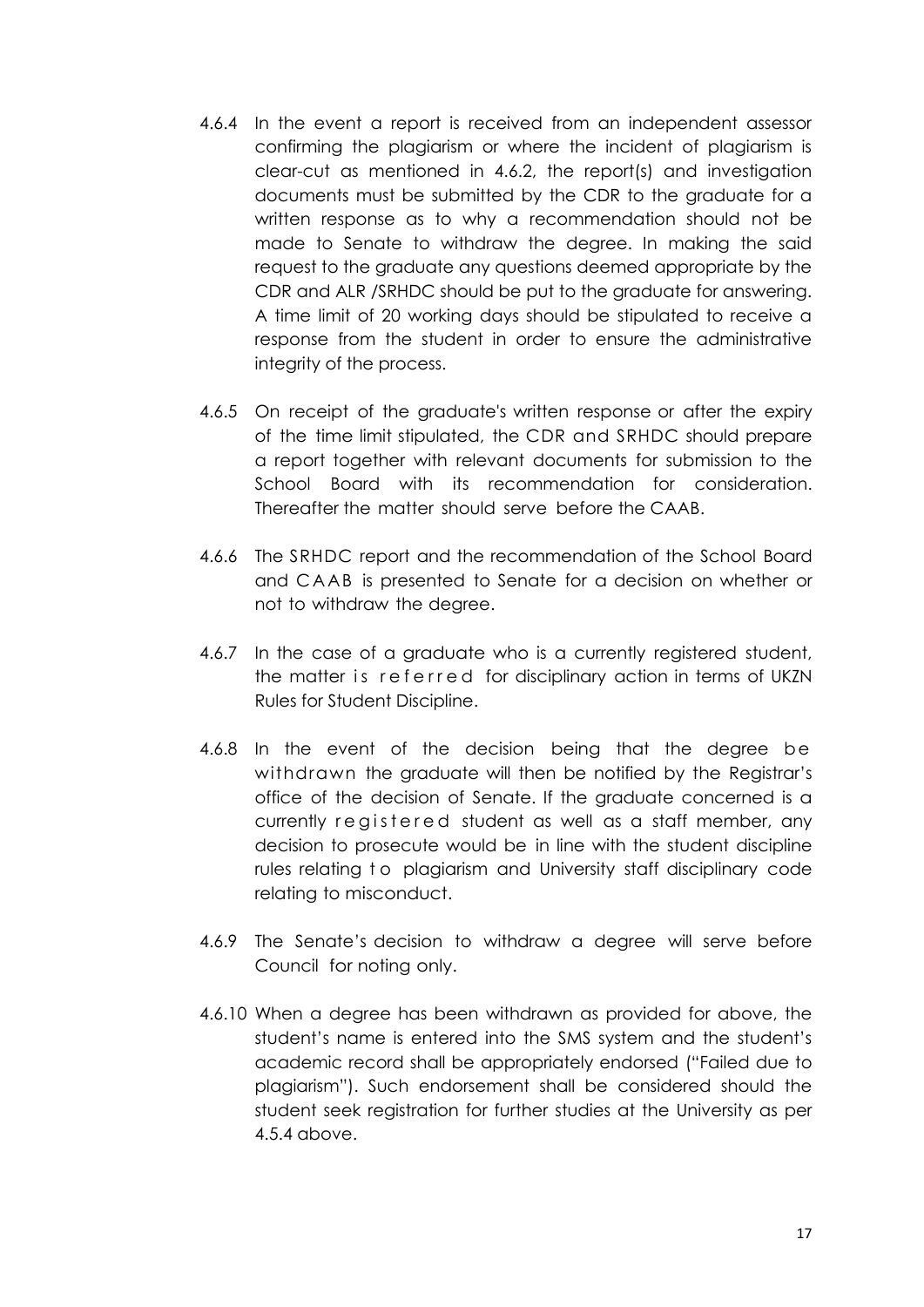4.6.4 In the event a report is received from an independent assessor confirming the plagiarism or where the incident of plagiarism is clear-cut as mentioned in 4.6.2, the report(s) and investigation documents must be submitted by the CDR to the graduate for a written response as to why a recommendation should not be made to Senate to withdraw the degree. In making the said request to the graduate any questions deemed appropriate by the CDR and ALR /SRHDC should be put to the graduate for answering. A time limit of 20 working days should be stipulated to receive a response from the student in order to ensure the administrative integrity of the process.

4.6.5 On receipt of the graduate's written response or after the expiry of the time limit stipulated, the CDR and SRHDC should prepare a report together with relevant documents for submission to the School Board with its recommendation for consideration. Thereafter the matter should serve before the CAAB.

4.6.6 The SRHDC report and the recommendation of the School Board and CAAB is presented to Senate for a decision on whether or not to withdraw the degree.

4.6.7 In the case of a graduate who is a currently registered student, the matter is referred for disciplinary action in terms of UKZN Rules for Student Discipline.

4.6.8 In the event of the decision being that the degree be withdrawn the graduate will then be notified by the Registrar's office of the decision of Senate. If the graduate concerned is a currently registered student as well as a staff member, any decision to prosecute would be in line with the student discipline rules relating to plagiarism and University staff disciplinary code relating to misconduct.

4.6.9 The Senate's decision to withdraw a degree will serve before Council for noting only.

4.6.10 When a degree has been withdrawn as provided for above, the student's name is entered into the SMS system and the student's academic record shall be appropriately endorsed ("Failed due to plagiarism"). Such endorsement shall be considered should the student seek registration for further studies at the University as per 4.5.4 above.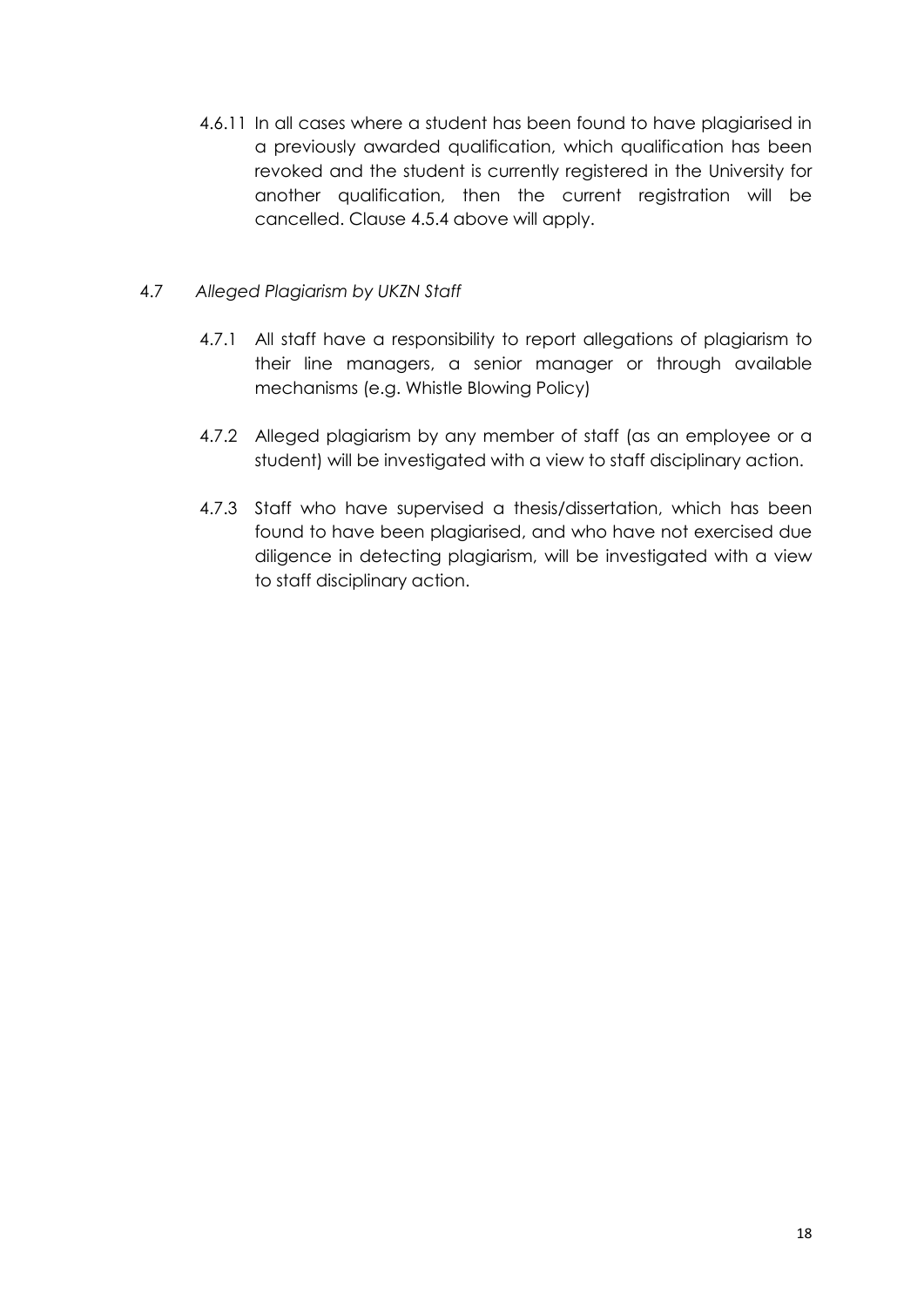4.6.11 In all cases where a student has been found to have plagiarised in a previously awarded qualification, which qualification has been revoked and the student is currently registered in the University for another qualification, then the current registration will be cancelled. Clause 4.5.4 above will apply.

4.7 *Alleged Plagiarism by UKZN Staff*

4.7.1 All staff have a responsibility to report allegations of plagiarism to their line managers, a senior manager or through available mechanisms (e.g. Whistle Blowing Policy)

4.7.2 Alleged plagiarism by any member of staff (as an employee or a student) will be investigated with a view to staff disciplinary action.

4.7.3 Staff who have supervised a thesis/dissertation, which has been found to have been plagiarised, and who have not exercised due diligence in detecting plagiarism, will be investigated with a view to staff disciplinary action.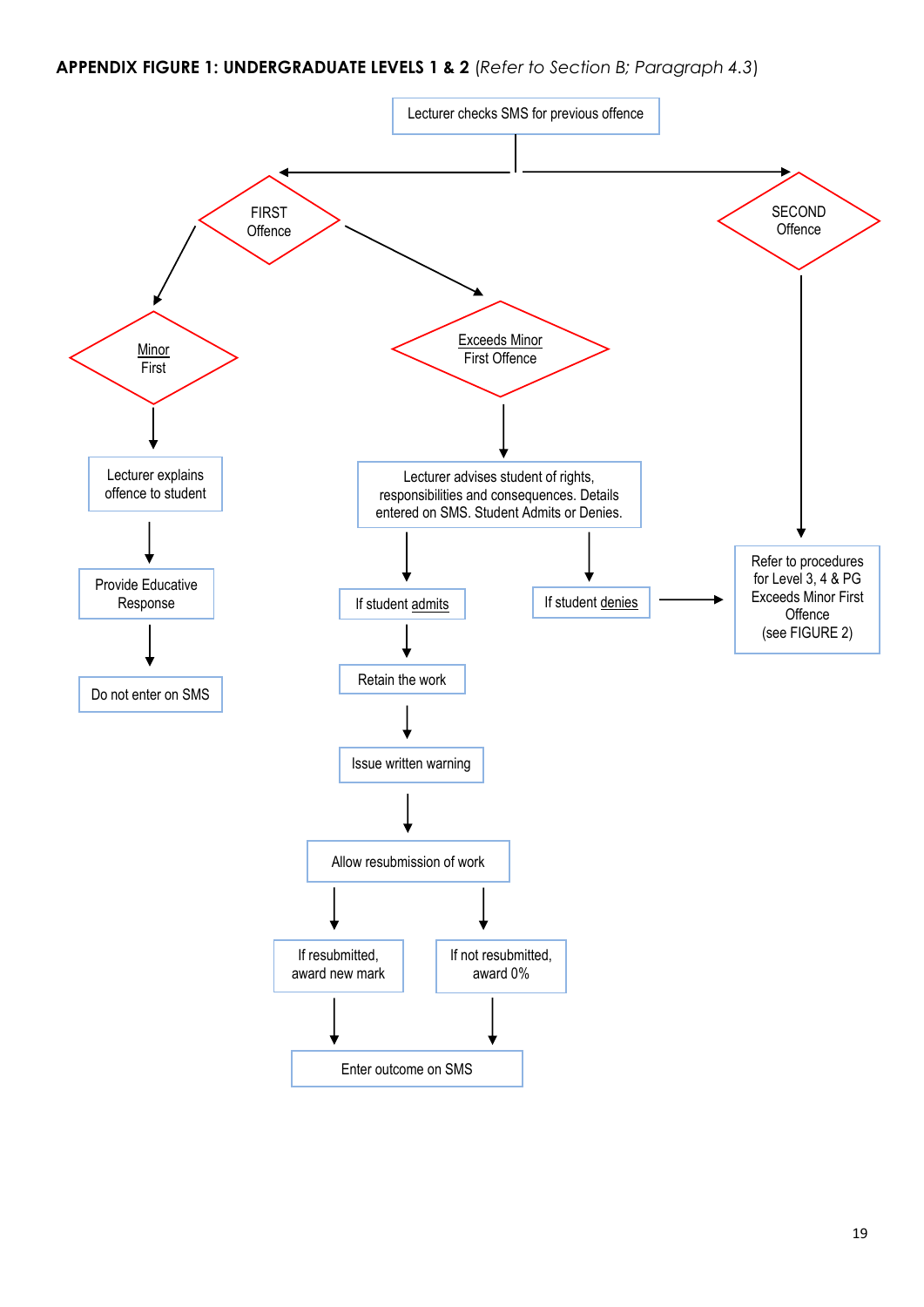**APPENDIX FIGURE 1: UNDERGRADUATE LEVELS 1 & 2** (*Refer to Section B; Paragraph 4.3*)

Lecturer checks SMS for previous offence

FIRST Offence

SECOND Offence

Minor First

Exceeds Minor First Offence

Lecturer explains offence to student

Provide Educative Response

Do not enter on SMS

Lecturer advises student of rights, responsibilities and consequences. Details entered on SMS. Student Admits or Denies.

If student admits

If student denies

Refer to procedures for Level 3, 4 & PG Exceeds Minor First Offence (see FIGURE 2)

Retain the work

Issue written warning

Allow resubmission of work

If resubmitted, award new mark

If not resubmitted, award 0%

Enter outcome on SMS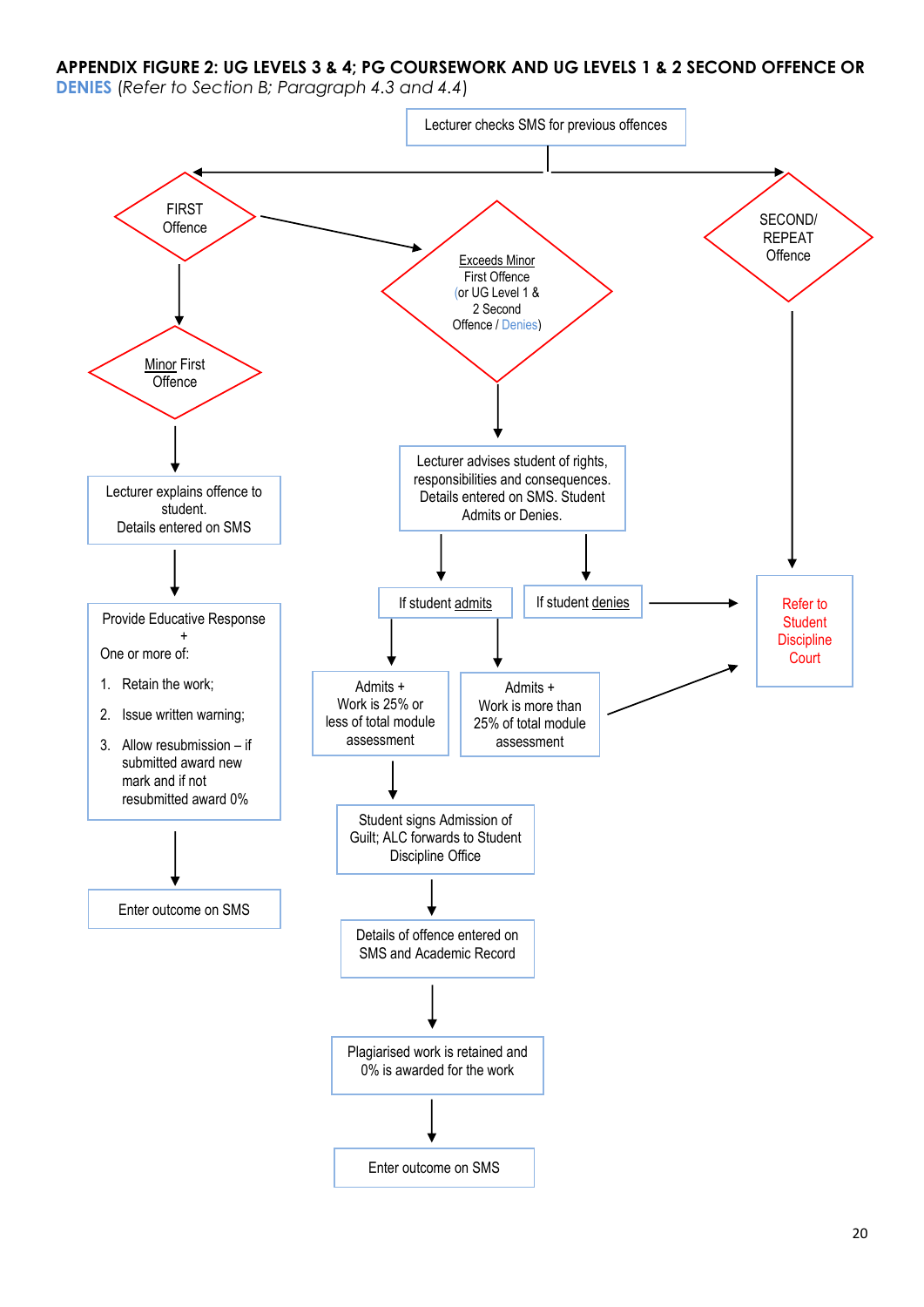**APPENDIX FIGURE 2: UG LEVELS 3 & 4; PG COURSEWORK AND UG LEVELS 1 & 2 SECOND OFFENCE OR DENIES** *(Refer to Section B; Paragraph 4.3 and 4.4)*

Lecturer checks SMS for previous offences

**FIRST Offence**

- Minor First Offence
  - Lecturer explains offence to student. Details entered on SMS
  - Provide Educative Response + One or more of:
    1. Retain the work;
    2. Issue written warning;
    3. Allow resubmission – if submitted award new mark and if not resubmitted award 0%
  - Enter outcome on SMS

**Exceeds Minor First Offence (or UG Level 1 & 2 Second Offence / Denies)**

- Lecturer advises student of rights, responsibilities and consequences. Details entered on SMS. Student Admits or Denies.
  - If student admits
    - Admits + Work is 25% or less of total module assessment
      - Student signs Admission of Guilt; ALC forwards to Student Discipline Office
      - Details of offence entered on SMS and Academic Record
      - Plagiarised work is retained and 0% is awarded for the work
      - Enter outcome on SMS
    - Admits + Work is more than 25% of total module assessment → Refer to Student Discipline Court
  - If student denies → Refer to Student Discipline Court

**SECOND/ REPEAT Offence**

- Refer to Student Discipline Court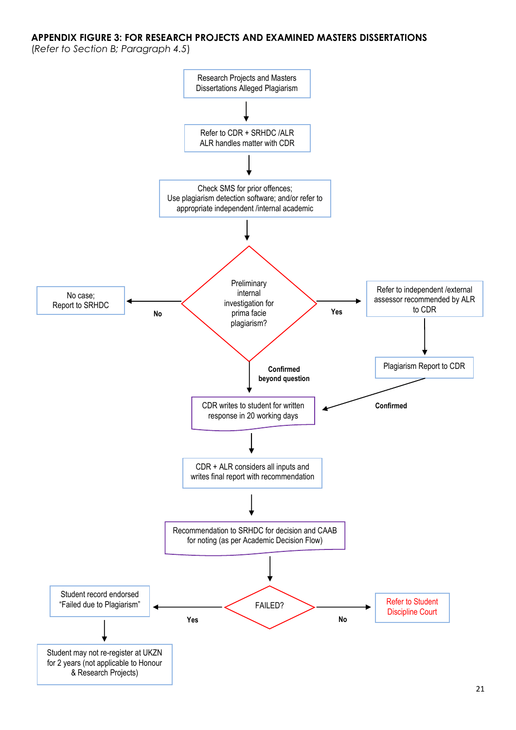## APPENDIX FIGURE 3: FOR RESEARCH PROJECTS AND EXAMINED MASTERS DISSERTATIONS

*(Refer to Section B; Paragraph 4.5)*

Research Projects and Masters Dissertations Alleged Plagiarism

↓

Refer to CDR + SRHDC /ALR
ALR handles matter with CDR

↓

Check SMS for prior offences;
Use plagiarism detection software; and/or refer to appropriate independent /internal academic

↓

**Preliminary internal investigation for prima facie plagiarism?**

- **No** → No case; Report to SRHDC
- **Yes** → Refer to independent /external assessor recommended by ALR to CDR → Plagiarism Report to CDR → **Confirmed** → CDR writes to student for written response in 20 working days
- **Confirmed beyond question** → CDR writes to student for written response in 20 working days

↓

CDR + ALR considers all inputs and writes final report with recommendation

↓

Recommendation to SRHDC for decision and CAAB for noting (as per Academic Decision Flow)

↓

**FAILED?**

- **Yes** → Student record endorsed "Failed due to Plagiarism" → Student may not re-register at UKZN for 2 years (not applicable to Honour & Research Projects)
- **No** → Refer to Student Discipline Court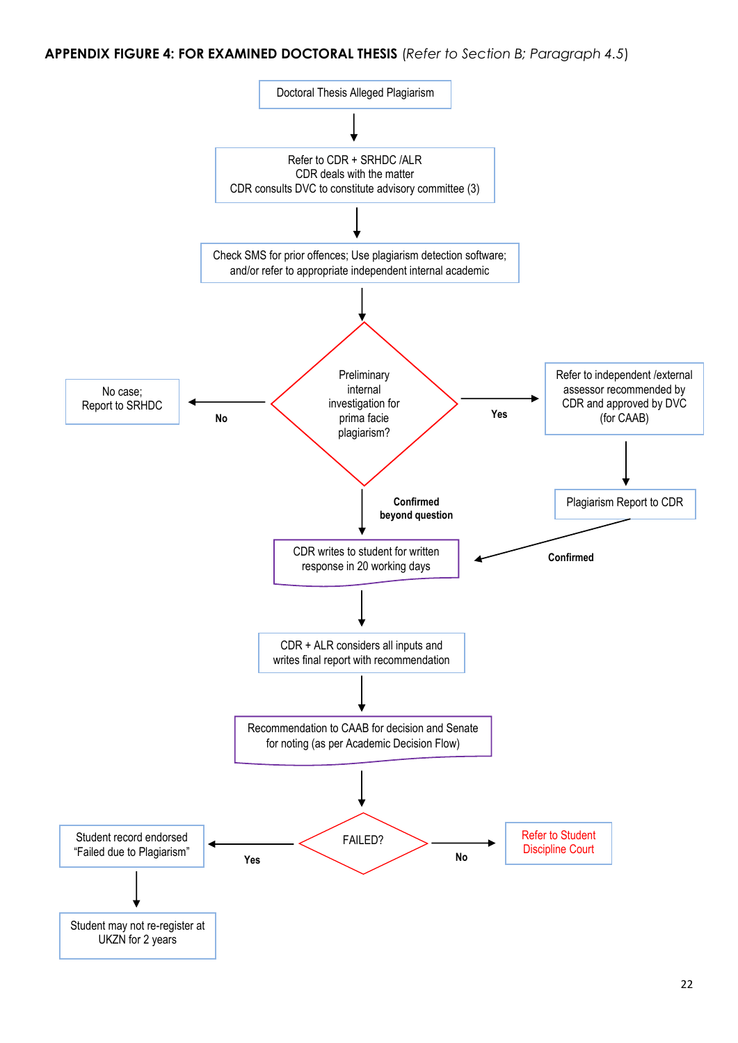**APPENDIX FIGURE 4: FOR EXAMINED DOCTORAL THESIS** *(Refer to Section B; Paragraph 4.5)*

Doctoral Thesis Alleged Plagiarism

↓

Refer to CDR + SRHDC /ALR
CDR deals with the matter
CDR consults DVC to constitute advisory committee (3)

↓

Check SMS for prior offences; Use plagiarism detection software; and/or refer to appropriate independent internal academic

↓

Preliminary internal investigation for prima facie plagiarism?

- **No** → No case; Report to SRHDC
- **Yes** → Refer to independent /external assessor recommended by CDR and approved by DVC (for CAAB) → Plagiarism Report to CDR → **Confirmed** → CDR writes to student for written response in 20 working days
- **Confirmed beyond question** → CDR writes to student for written response in 20 working days

↓

CDR + ALR considers all inputs and writes final report with recommendation

↓

Recommendation to CAAB for decision and Senate for noting (as per Academic Decision Flow)

↓

FAILED?

- **Yes** → Student record endorsed "Failed due to Plagiarism" → Student may not re-register at UKZN for 2 years
- **No** → Refer to Student Discipline Court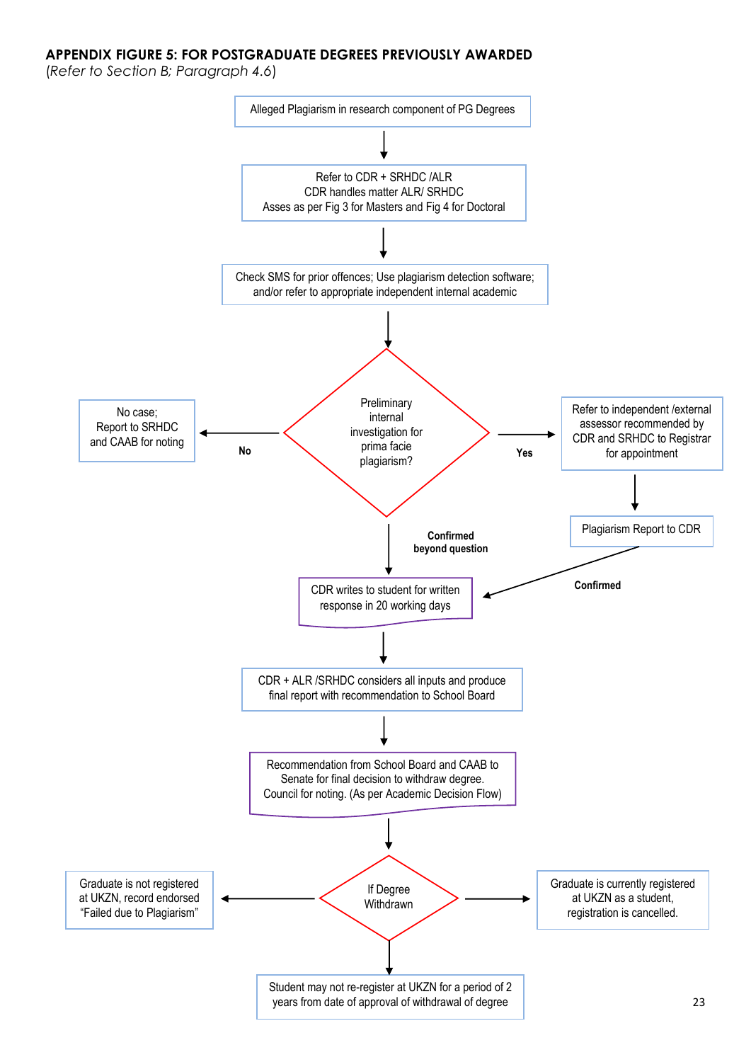### APPENDIX FIGURE 5: FOR POSTGRADUATE DEGREES PREVIOUSLY AWARDED

*(Refer to Section B; Paragraph 4.6)*

Alleged Plagiarism in research component of PG Degrees

Refer to CDR + SRHDC /ALR
CDR handles matter ALR/ SRHDC
Asses as per Fig 3 for Masters and Fig 4 for Doctoral

Check SMS for prior offences; Use plagiarism detection software; and/or refer to appropriate independent internal academic

Preliminary internal investigation for prima facie plagiarism?

No

No case; Report to SRHDC and CAAB for noting

Yes

Refer to independent /external assessor recommended by CDR and SRHDC to Registrar for appointment

Plagiarism Report to CDR

Confirmed

Confirmed beyond question

CDR writes to student for written response in 20 working days

CDR + ALR /SRHDC considers all inputs and produce final report with recommendation to School Board

Recommendation from School Board and CAAB to Senate for final decision to withdraw degree. Council for noting. (As per Academic Decision Flow)

If Degree Withdrawn

Graduate is not registered at UKZN, record endorsed "Failed due to Plagiarism"

Graduate is currently registered at UKZN as a student, registration is cancelled.

Student may not re-register at UKZN for a period of 2 years from date of approval of withdrawal of degree